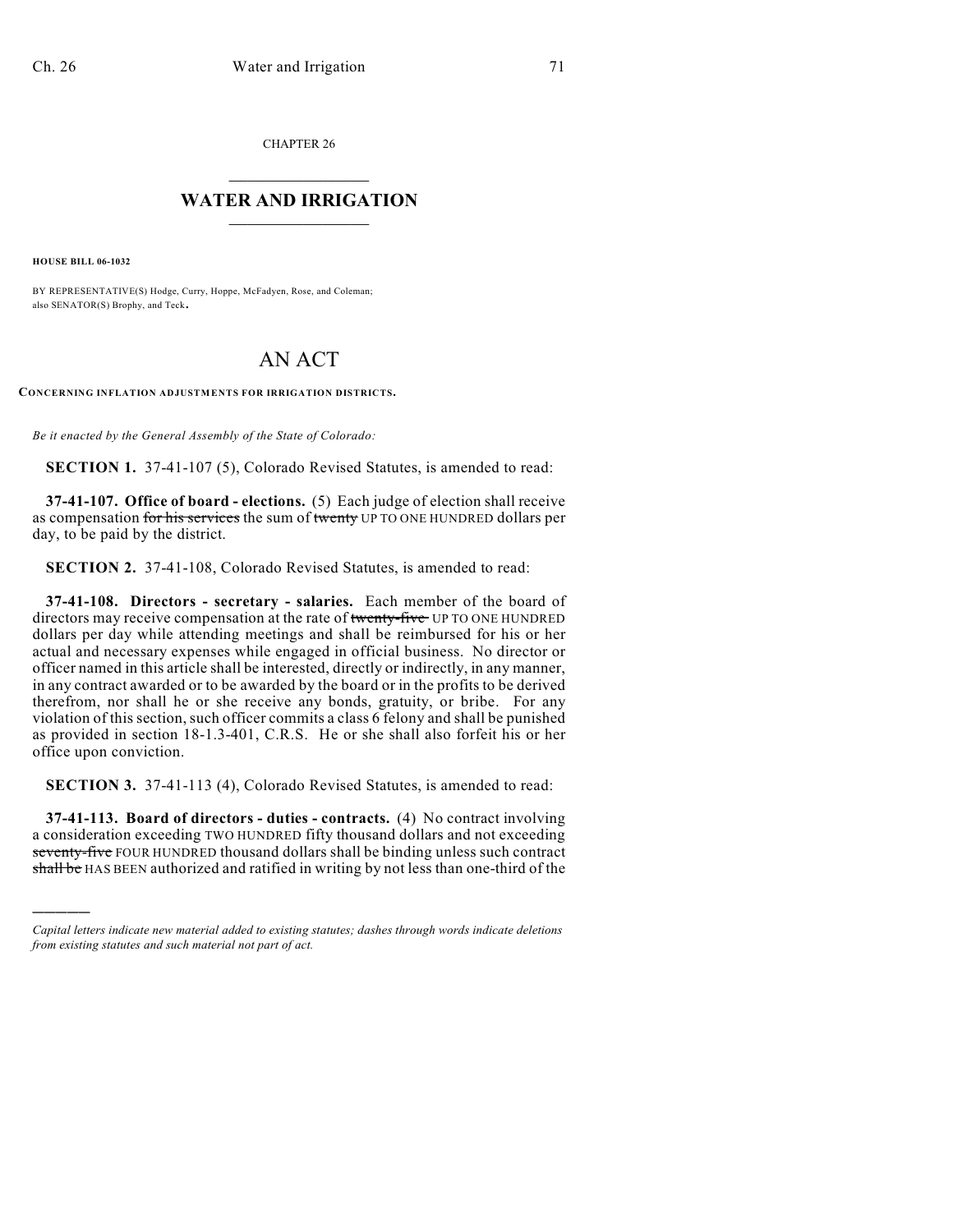CHAPTER 26

## WATER AND IRRIGATION

**HOUSE BILL 06-1032**

BY REPRESENTATIVE(S) Hodge, Curry, Hoppe, McFadyen, Rose, and Coleman; also SENATOR(S) Brophy, and Teck.

# AN ACT

**CONCERNING INFLATION ADJUSTMENTS FOR IRRIGATION DISTRICTS.**

*Be it enacted by the General Assembly of the State of Colorado:*

**SECTION 1.** 37-41-107 (5), Colorado Revised Statutes, is amended to read:

**37-41-107. Office of board - elections.** (5) Each judge of election shall receive as compensation ~~for his services~~ the sum of ~~twenty~~ UP TO ONE HUNDRED dollars per day, to be paid by the district.

**SECTION 2.** 37-41-108, Colorado Revised Statutes, is amended to read:

**37-41-108. Directors - secretary - salaries.** Each member of the board of directors may receive compensation at the rate of ~~twenty-five~~ UP TO ONE HUNDRED dollars per day while attending meetings and shall be reimbursed for his or her actual and necessary expenses while engaged in official business. No director or officer named in this article shall be interested, directly or indirectly, in any manner, in any contract awarded or to be awarded by the board or in the profits to be derived therefrom, nor shall he or she receive any bonds, gratuity, or bribe. For any violation of this section, such officer commits a class 6 felony and shall be punished as provided in section 18-1.3-401, C.R.S. He or she shall also forfeit his or her office upon conviction.

**SECTION 3.** 37-41-113 (4), Colorado Revised Statutes, is amended to read:

**37-41-113. Board of directors - duties - contracts.** (4) No contract involving a consideration exceeding TWO HUNDRED fifty thousand dollars and not exceeding ~~seventy-five~~ FOUR HUNDRED thousand dollars shall be binding unless such contract ~~shall be~~ HAS BEEN authorized and ratified in writing by not less than one-third of the

---

*Capital letters indicate new material added to existing statutes; dashes through words indicate deletions from existing statutes and such material not part of act.*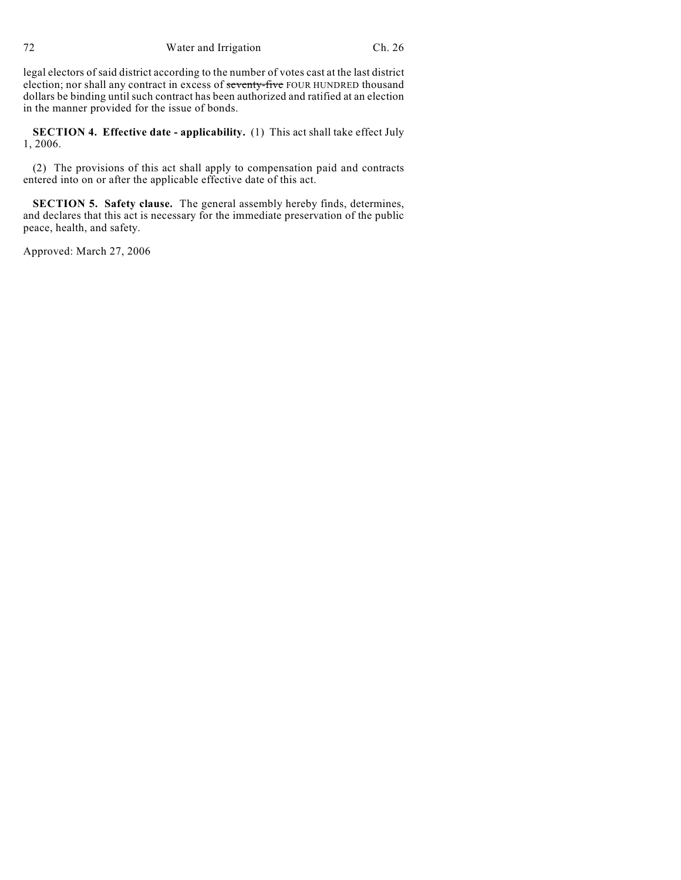legal electors of said district according to the number of votes cast at the last district election; nor shall any contract in excess of ~~seventy-five~~ FOUR HUNDRED thousand dollars be binding until such contract has been authorized and ratified at an election in the manner provided for the issue of bonds.

**SECTION 4. Effective date - applicability.** (1) This act shall take effect July 1, 2006.

(2) The provisions of this act shall apply to compensation paid and contracts entered into on or after the applicable effective date of this act.

**SECTION 5. Safety clause.** The general assembly hereby finds, determines, and declares that this act is necessary for the immediate preservation of the public peace, health, and safety.

Approved: March 27, 2006